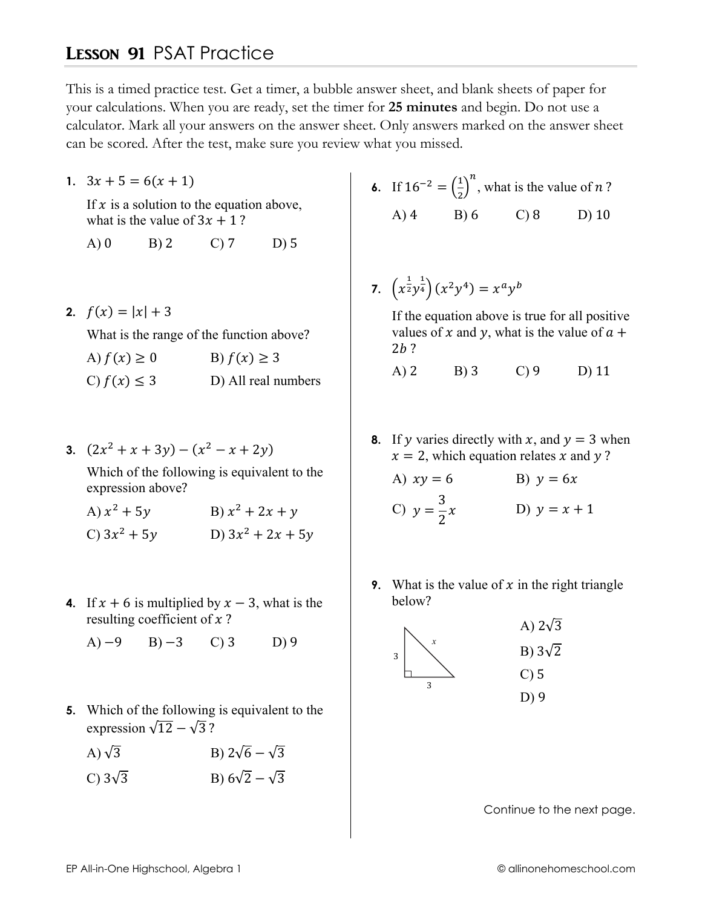# LESSON 91 PSAT Practice

This is a timed practice test. Get a timer, a bubble answer sheet, and blank sheets of paper for your calculations. When you are ready, set the timer for **25 minutes** and begin. Do not use a calculator. Mark all your answers on the answer sheet. Only answers marked on the answer sheet can be scored. After the test, make sure you review what you missed.

**1.** $3x + 5 = 6(x + 1)$

If $x$ is a solution to the equation above, what is the value of $3x + 1$ ?

A) 0  B) 2  C) 7  D) 5

**2.** $f(x) = |x| + 3$

What is the range of the function above?

A) $f(x) \geq 0$  B) $f(x) \geq 3$

C) $f(x) \leq 3$  D) All real numbers

**3.** $(2x^2 + x + 3y) - (x^2 - x + 2y)$

Which of the following is equivalent to the expression above?

A) $x^2 + 5y$  B) $x^2 + 2x + y$

C) $3x^2 + 5y$  D) $3x^2 + 2x + 5y$

**4.** If $x + 6$ is multiplied by $x - 3$, what is the resulting coefficient of $x$ ?

A) $-9$  B) $-3$  C) 3  D) 9

**5.** Which of the following is equivalent to the expression $\sqrt{12} - \sqrt{3}$ ?

A) $\sqrt{3}$  B) $2\sqrt{6} - \sqrt{3}$

C) $3\sqrt{3}$  B) $6\sqrt{2} - \sqrt{3}$

**6.** If $16^{-2} = \left(\frac{1}{2}\right)^n$, what is the value of $n$ ?

A) 4  B) 6  C) 8  D) 10

**7.** $\left(x^{\frac{1}{2}}y^{\frac{1}{4}}\right)(x^2y^4) = x^a y^b$

If the equation above is true for all positive values of $x$ and $y$, what is the value of $a + 2b$ ?

A) 2  B) 3  C) 9  D) 11

**8.** If $y$ varies directly with $x$, and $y = 3$ when $x = 2$, which equation relates $x$ and $y$ ?

A) $xy = 6$  B) $y = 6x$

C) $y = \frac{3}{2}x$  D) $y = x + 1$

**9.** What is the value of $x$ in the right triangle below?

(Right triangle with legs 3 and 3, hypotenuse $x$)

A) $2\sqrt{3}$

B) $3\sqrt{2}$

C) 5

D) 9

Continue to the next page.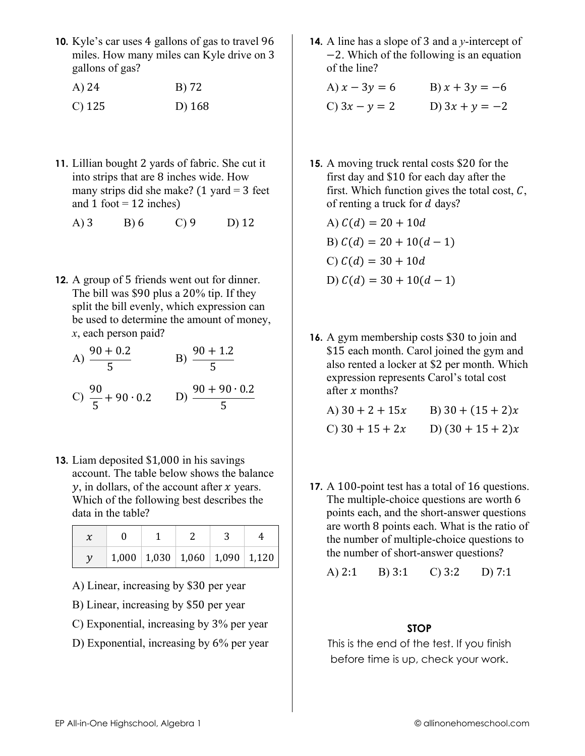**10.** Kyle's car uses 4 gallons of gas to travel 96 miles. How many miles can Kyle drive on 3 gallons of gas?

A) 24 B) 72

C) 125 D) 168

**11.** Lillian bought 2 yards of fabric. She cut it into strips that are 8 inches wide. How many strips did she make? (1 yard = 3 feet and 1 foot = 12 inches)

A) 3 B) 6 C) 9 D) 12

**12.** A group of 5 friends went out for dinner. The bill was $90 plus a 20% tip. If they split the bill evenly, which expression can be used to determine the amount of money, *x*, each person paid?

A) $\dfrac{90 + 0.2}{5}$ B) $\dfrac{90 + 1.2}{5}$

C) $\dfrac{90}{5} + 90 \cdot 0.2$ D) $\dfrac{90 + 90 \cdot 0.2}{5}$

**13.** Liam deposited $1,000 in his savings account. The table below shows the balance $y$, in dollars, of the account after $x$ years. Which of the following best describes the data in the table?

| $x$ | 0 | 1 | 2 | 3 | 4 |
|---|---|---|---|---|---|
| $y$ | 1,000 | 1,030 | 1,060 | 1,090 | 1,120 |

A) Linear, increasing by $30 per year

B) Linear, increasing by $50 per year

C) Exponential, increasing by 3% per year

D) Exponential, increasing by 6% per year

**14.** A line has a slope of 3 and a *y*-intercept of −2. Which of the following is an equation of the line?

A) $x - 3y = 6$ B) $x + 3y = -6$

C) $3x - y = 2$ D) $3x + y = -2$

**15.** A moving truck rental costs $20 for the first day and $10 for each day after the first. Which function gives the total cost, $C$, of renting a truck for $d$ days?

A) $C(d) = 20 + 10d$

B) $C(d) = 20 + 10(d - 1)$

C) $C(d) = 30 + 10d$

D) $C(d) = 30 + 10(d - 1)$

**16.** A gym membership costs $30 to join and $15 each month. Carol joined the gym and also rented a locker at $2 per month. Which expression represents Carol's total cost after $x$ months?

A) $30 + 2 + 15x$ B) $30 + (15 + 2)x$

C) $30 + 15 + 2x$ D) $(30 + 15 + 2)x$

**17.** A 100-point test has a total of 16 questions. The multiple-choice questions are worth 6 points each, and the short-answer questions are worth 8 points each. What is the ratio of the number of multiple-choice questions to the number of short-answer questions?

A) 2:1 B) 3:1 C) 3:2 D) 7:1

**STOP**

This is the end of the test. If you finish before time is up, check your work.